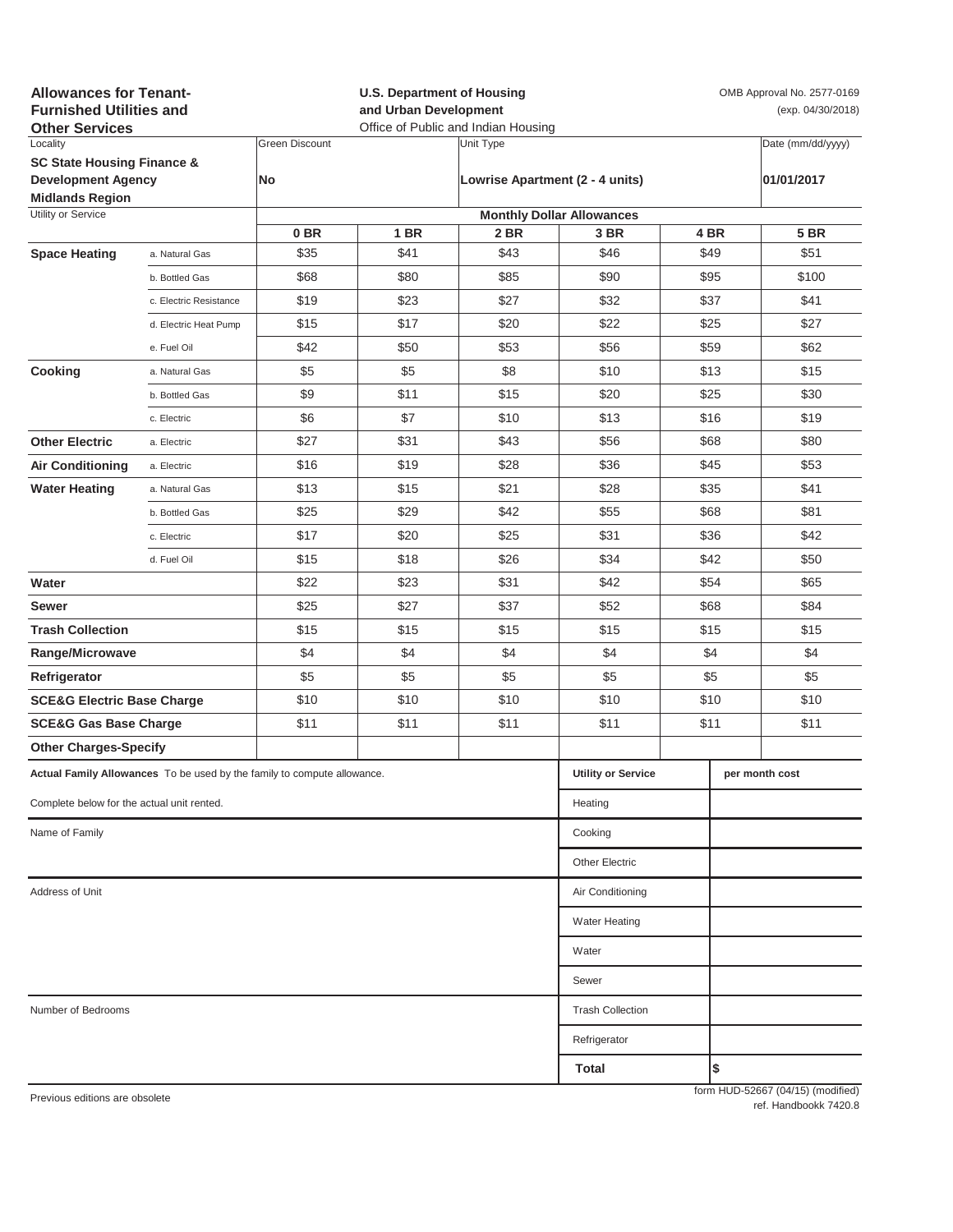**Allowances for Tenant-Furnished Utilities and Other Services**

**U.S. Department of Housing and Urban Development**
Office of Public and Indian Housing

OMB Approval No. 2577-0169
(exp. 04/30/2018)

| Locality | Green Discount | Unit Type | Date (mm/dd/yyyy) |
|---|---|---|---|
| **SC State Housing Finance & Development Agency Midlands Region** | **No** | **Lowrise Apartment (2 - 4 units)** | **01/01/2017** |

| Utility or Service | | Monthly Dollar Allowances | | | | | |
|---|---|---|---|---|---|---|---|
| | | **0 BR** | **1 BR** | **2 BR** | **3 BR** | **4 BR** | **5 BR** |
| **Space Heating** | a. Natural Gas | $35 | $41 | $43 | $46 | $49 | $51 |
| | b. Bottled Gas | $68 | $80 | $85 | $90 | $95 | $100 |
| | c. Electric Resistance | $19 | $23 | $27 | $32 | $37 | $41 |
| | d. Electric Heat Pump | $15 | $17 | $20 | $22 | $25 | $27 |
| | e. Fuel Oil | $42 | $50 | $53 | $56 | $59 | $62 |
| **Cooking** | a. Natural Gas | $5 | $5 | $8 | $10 | $13 | $15 |
| | b. Bottled Gas | $9 | $11 | $15 | $20 | $25 | $30 |
| | c. Electric | $6 | $7 | $10 | $13 | $16 | $19 |
| **Other Electric** | a. Electric | $27 | $31 | $43 | $56 | $68 | $80 |
| **Air Conditioning** | a. Electric | $16 | $19 | $28 | $36 | $45 | $53 |
| **Water Heating** | a. Natural Gas | $13 | $15 | $21 | $28 | $35 | $41 |
| | b. Bottled Gas | $25 | $29 | $42 | $55 | $68 | $81 |
| | c. Electric | $17 | $20 | $25 | $31 | $36 | $42 |
| | d. Fuel Oil | $15 | $18 | $26 | $34 | $42 | $50 |
| **Water** | | $22 | $23 | $31 | $42 | $54 | $65 |
| **Sewer** | | $25 | $27 | $37 | $52 | $68 | $84 |
| **Trash Collection** | | $15 | $15 | $15 | $15 | $15 | $15 |
| **Range/Microwave** | | $4 | $4 | $4 | $4 | $4 | $4 |
| **Refrigerator** | | $5 | $5 | $5 | $5 | $5 | $5 |
| **SCE&G Electric Base Charge** | | $10 | $10 | $10 | $10 | $10 | $10 |
| **SCE&G Gas Base Charge** | | $11 | $11 | $11 | $11 | $11 | $11 |
| **Other Charges-Specify** | | | | | | | |

**Actual Family Allowances** To be used by the family to compute allowance.

Complete below for the actual unit rented.

Name of Family

Address of Unit

Number of Bedrooms

| Utility or Service | per month cost |
|---|---|
| Heating | |
| Cooking | |
| Other Electric | |
| Air Conditioning | |
| Water Heating | |
| Water | |
| Sewer | |
| Trash Collection | |
| Refrigerator | |
| **Total** | $ |

Previous editions are obsolete

form HUD-52667 (04/15) (modified)
ref. Handbookk 7420.8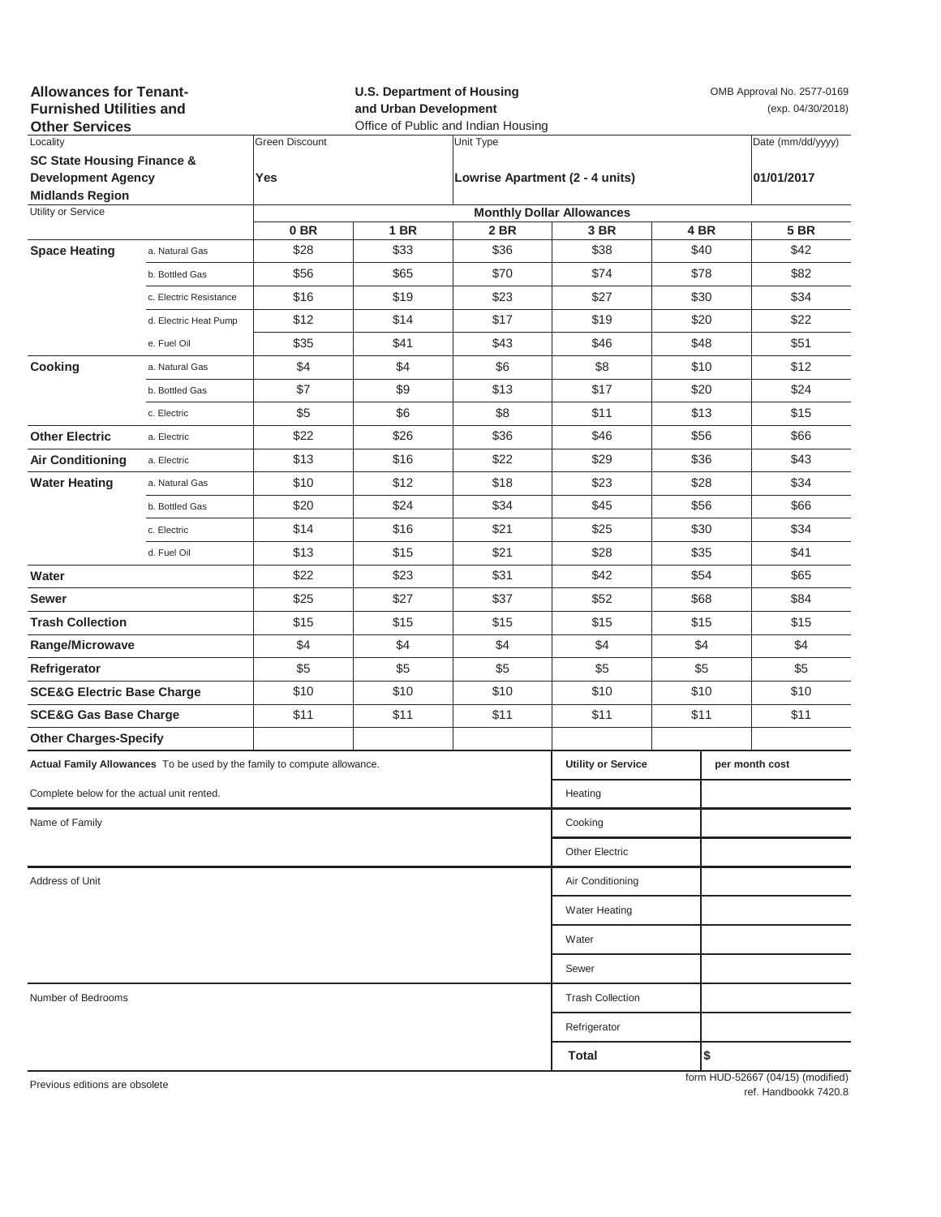**Allowances for Tenant-Furnished Utilities and Other Services**

**U.S. Department of Housing and Urban Development**
Office of Public and Indian Housing

OMB Approval No. 2577-0169
(exp. 04/30/2018)

| Locality | Green Discount | Unit Type | Date (mm/dd/yyyy) |
|---|---|---|---|
| **SC State Housing Finance & Development Agency Midlands Region** | **Yes** | **Lowrise Apartment (2 - 4 units)** | **01/01/2017** |

| Utility or Service | | Monthly Dollar Allowances | | | | | |
|---|---|---|---|---|---|---|---|
| | | **0 BR** | **1 BR** | **2 BR** | **3 BR** | **4 BR** | **5 BR** |
| **Space Heating** | a. Natural Gas | $28 | $33 | $36 | $38 | $40 | $42 |
| | b. Bottled Gas | $56 | $65 | $70 | $74 | $78 | $82 |
| | c. Electric Resistance | $16 | $19 | $23 | $27 | $30 | $34 |
| | d. Electric Heat Pump | $12 | $14 | $17 | $19 | $20 | $22 |
| | e. Fuel Oil | $35 | $41 | $43 | $46 | $48 | $51 |
| **Cooking** | a. Natural Gas | $4 | $4 | $6 | $8 | $10 | $12 |
| | b. Bottled Gas | $7 | $9 | $13 | $17 | $20 | $24 |
| | c. Electric | $5 | $6 | $8 | $11 | $13 | $15 |
| **Other Electric** | a. Electric | $22 | $26 | $36 | $46 | $56 | $66 |
| **Air Conditioning** | a. Electric | $13 | $16 | $22 | $29 | $36 | $43 |
| **Water Heating** | a. Natural Gas | $10 | $12 | $18 | $23 | $28 | $34 |
| | b. Bottled Gas | $20 | $24 | $34 | $45 | $56 | $66 |
| | c. Electric | $14 | $16 | $21 | $25 | $30 | $34 |
| | d. Fuel Oil | $13 | $15 | $21 | $28 | $35 | $41 |
| **Water** | | $22 | $23 | $31 | $42 | $54 | $65 |
| **Sewer** | | $25 | $27 | $37 | $52 | $68 | $84 |
| **Trash Collection** | | $15 | $15 | $15 | $15 | $15 | $15 |
| **Range/Microwave** | | $4 | $4 | $4 | $4 | $4 | $4 |
| **Refrigerator** | | $5 | $5 | $5 | $5 | $5 | $5 |
| **SCE&G Electric Base Charge** | | $10 | $10 | $10 | $10 | $10 | $10 |
| **SCE&G Gas Base Charge** | | $11 | $11 | $11 | $11 | $11 | $11 |
| **Other Charges-Specify** | | | | | | | |

**Actual Family Allowances** To be used by the family to compute allowance.

Complete below for the actual unit rented.

Name of Family

Address of Unit

Number of Bedrooms

| **Utility or Service** | **per month cost** |
|---|---|
| Heating | |
| Cooking | |
| Other Electric | |
| Air Conditioning | |
| Water Heating | |
| Water | |
| Sewer | |
| Trash Collection | |
| Refrigerator | |
| **Total** | **$** |

Previous editions are obsolete

form HUD-52667 (04/15) (modified)
ref. Handbookk 7420.8